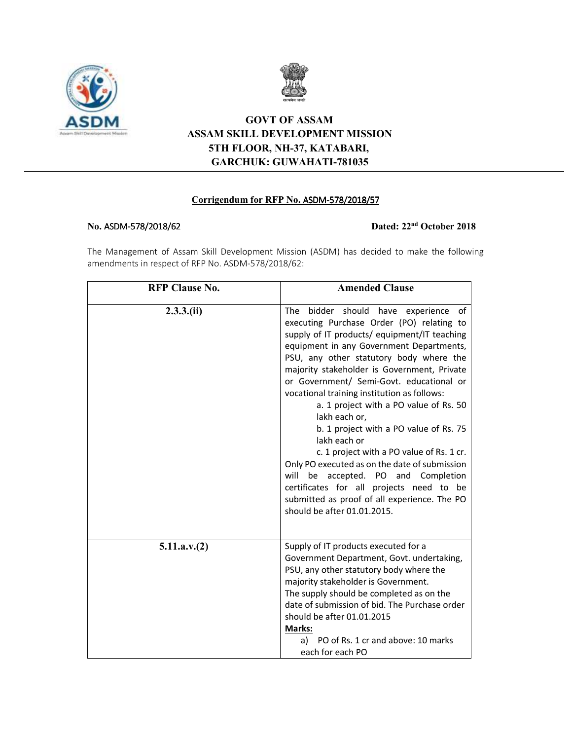# GOVT OF ASSAM
# ASSAM SKILL DEVELOPMENT MISSION
# 5TH FLOOR, NH-37, KATABARI,
# GARCHUK: GUWAHATI-781035

**Corrigendum for RFP No. ASDM-578/2018/57**

**No. ASDM-578/2018/62** **Dated: 22nd October 2018**

The Management of Assam Skill Development Mission (ASDM) has decided to make the following amendments in respect of RFP No. ASDM-578/2018/62:

| RFP Clause No. | Amended Clause |
|---|---|
| **2.3.3.(ii)** | The bidder should have experience of executing Purchase Order (PO) relating to supply of IT products/ equipment/IT teaching equipment in any Government Departments, PSU, any other statutory body where the majority stakeholder is Government, Private or Government/ Semi-Govt. educational or vocational training institution as follows:<br>a. 1 project with a PO value of Rs. 50 lakh each or,<br>b. 1 project with a PO value of Rs. 75 lakh each or<br>c. 1 project with a PO value of Rs. 1 cr.<br>Only PO executed as on the date of submission will be accepted. PO and Completion certificates for all projects need to be submitted as proof of all experience. The PO should be after 01.01.2015. |
| **5.11.a.v.(2)** | Supply of IT products executed for a Government Department, Govt. undertaking, PSU, any other statutory body where the majority stakeholder is Government.<br>The supply should be completed as on the date of submission of bid. The Purchase order should be after 01.01.2015<br>**Marks:**<br>a) PO of Rs. 1 cr and above: 10 marks each for each PO |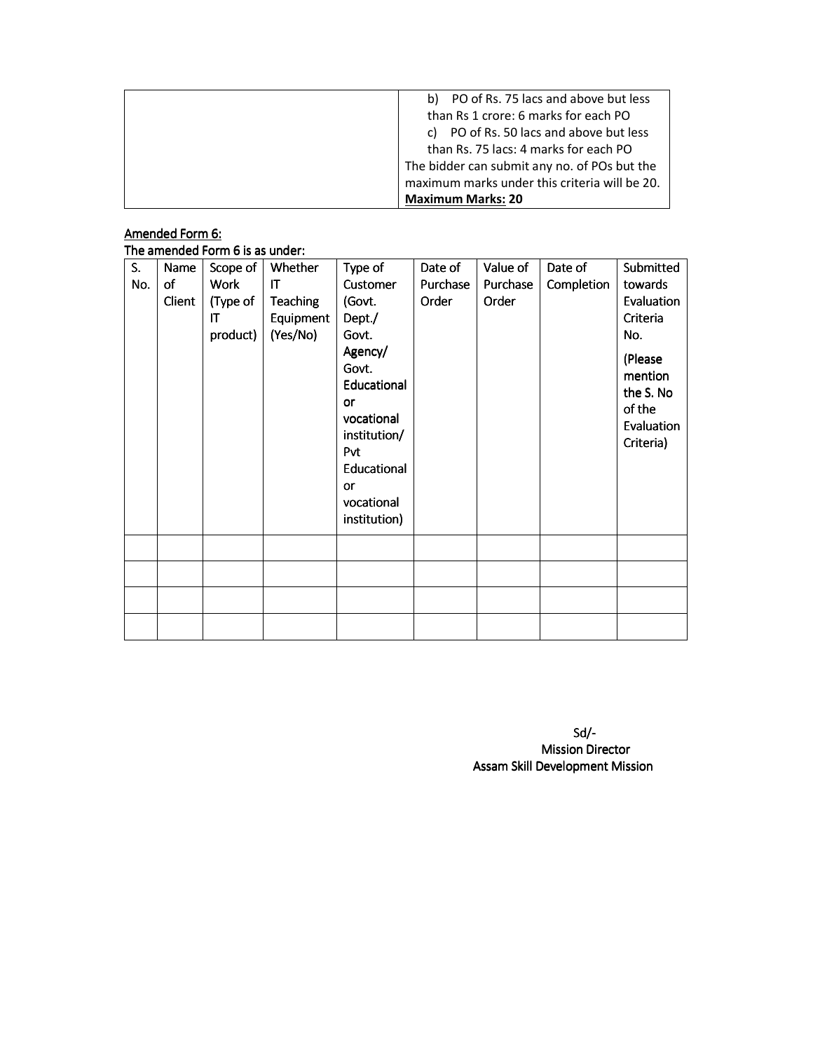| | |
|---|---|
| | b) PO of Rs. 75 lacs and above but less than Rs 1 crore: 6 marks for each PO<br>c) PO of Rs. 50 lacs and above but less than Rs. 75 lacs: 4 marks for each PO<br>The bidder can submit any no. of POs but the maximum marks under this criteria will be 20.<br>**Maximum Marks: 20** |

**Amended Form 6:**

**The amended Form 6 is as under:**

| S. No. | Name of Client | Scope of Work (Type of IT product) | Whether IT Teaching Equipment (Yes/No) | Type of Customer (Govt. Dept./ Govt. Agency/ Govt. Educational or vocational institution/ Pvt Educational or vocational institution) | Date of Purchase Order | Value of Purchase Order | Date of Completion | Submitted towards Evaluation Criteria No. (Please mention the S. No of the Evaluation Criteria) |
|---|---|---|---|---|---|---|---|---|
| | | | | | | | | |
| | | | | | | | | |
| | | | | | | | | |
| | | | | | | | | |

Sd/-
Mission Director
Assam Skill Development Mission